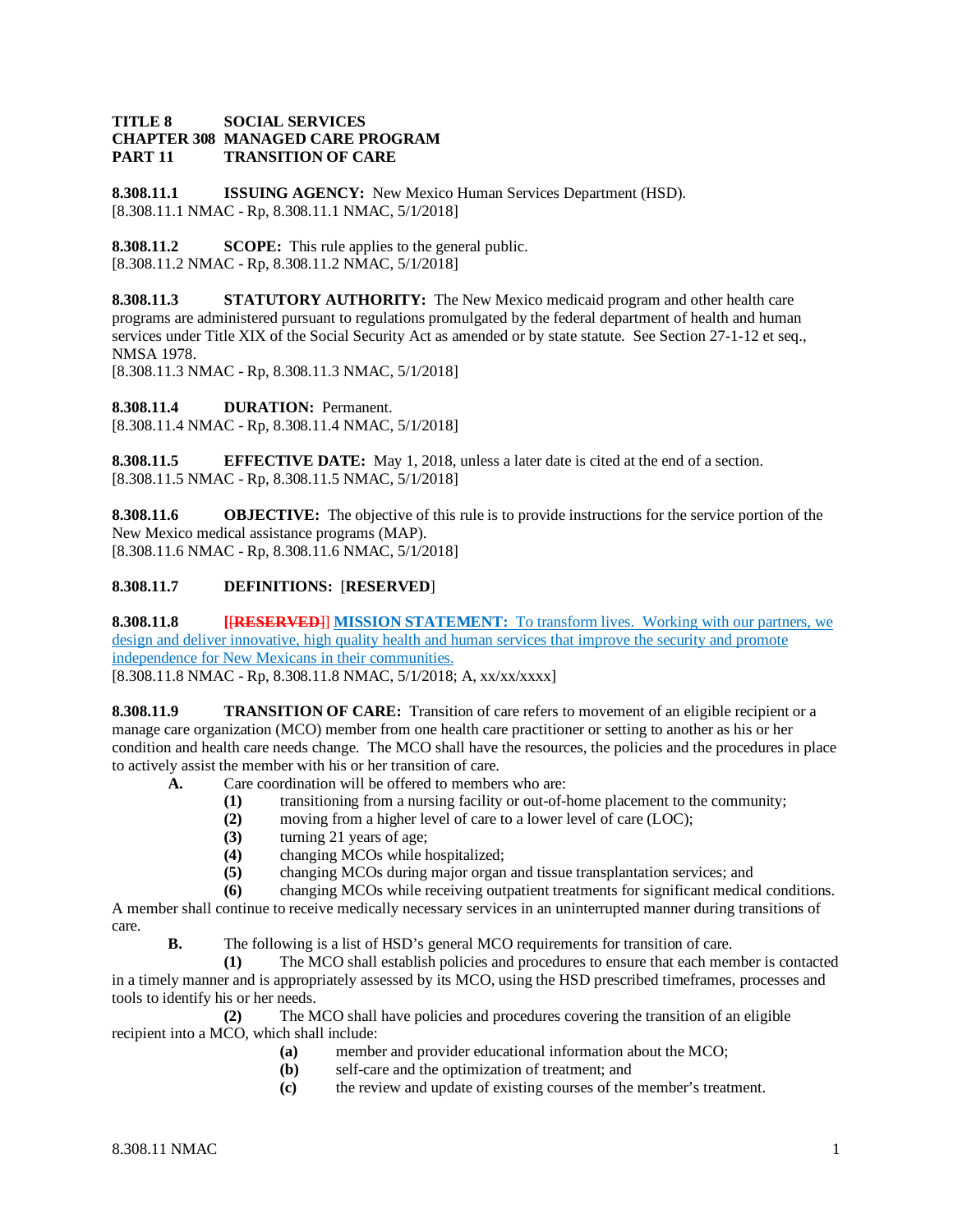**TITLE 8 SOCIAL SERVICES**
**CHAPTER 308 MANAGED CARE PROGRAM**
**PART 11 TRANSITION OF CARE**

**8.308.11.1 ISSUING AGENCY:** New Mexico Human Services Department (HSD).
[8.308.11.1 NMAC - Rp, 8.308.11.1 NMAC, 5/1/2018]

**8.308.11.2 SCOPE:** This rule applies to the general public.
[8.308.11.2 NMAC - Rp, 8.308.11.2 NMAC, 5/1/2018]

**8.308.11.3 STATUTORY AUTHORITY:** The New Mexico medicaid program and other health care programs are administered pursuant to regulations promulgated by the federal department of health and human services under Title XIX of the Social Security Act as amended or by state statute. See Section 27-1-12 et seq., NMSA 1978.
[8.308.11.3 NMAC - Rp, 8.308.11.3 NMAC, 5/1/2018]

**8.308.11.4 DURATION:** Permanent.
[8.308.11.4 NMAC - Rp, 8.308.11.4 NMAC, 5/1/2018]

**8.308.11.5 EFFECTIVE DATE:** May 1, 2018, unless a later date is cited at the end of a section.
[8.308.11.5 NMAC - Rp, 8.308.11.5 NMAC, 5/1/2018]

**8.308.11.6 OBJECTIVE:** The objective of this rule is to provide instructions for the service portion of the New Mexico medical assistance programs (MAP).
[8.308.11.6 NMAC - Rp, 8.308.11.6 NMAC, 5/1/2018]

**8.308.11.7 DEFINITIONS:** [**RESERVED**]

**8.308.11.8 [~~[RESERVED~~]] MISSION STATEMENT:** To transform lives. Working with our partners, we design and deliver innovative, high quality health and human services that improve the security and promote independence for New Mexicans in their communities.
[8.308.11.8 NMAC - Rp, 8.308.11.8 NMAC, 5/1/2018; A, xx/xx/xxxx]

**8.308.11.9 TRANSITION OF CARE:** Transition of care refers to movement of an eligible recipient or a manage care organization (MCO) member from one health care practitioner or setting to another as his or her condition and health care needs change. The MCO shall have the resources, the policies and the procedures in place to actively assist the member with his or her transition of care.

**A.** Care coordination will be offered to members who are:

**(1)** transitioning from a nursing facility or out-of-home placement to the community;
**(2)** moving from a higher level of care to a lower level of care (LOC);
**(3)** turning 21 years of age;
**(4)** changing MCOs while hospitalized;
**(5)** changing MCOs during major organ and tissue transplantation services; and
**(6)** changing MCOs while receiving outpatient treatments for significant medical conditions.

A member shall continue to receive medically necessary services in an uninterrupted manner during transitions of care.

**B.** The following is a list of HSD's general MCO requirements for transition of care.

**(1)** The MCO shall establish policies and procedures to ensure that each member is contacted in a timely manner and is appropriately assessed by its MCO, using the HSD prescribed timeframes, processes and tools to identify his or her needs.

**(2)** The MCO shall have policies and procedures covering the transition of an eligible recipient into a MCO, which shall include:

**(a)** member and provider educational information about the MCO;
**(b)** self-care and the optimization of treatment; and
**(c)** the review and update of existing courses of the member's treatment.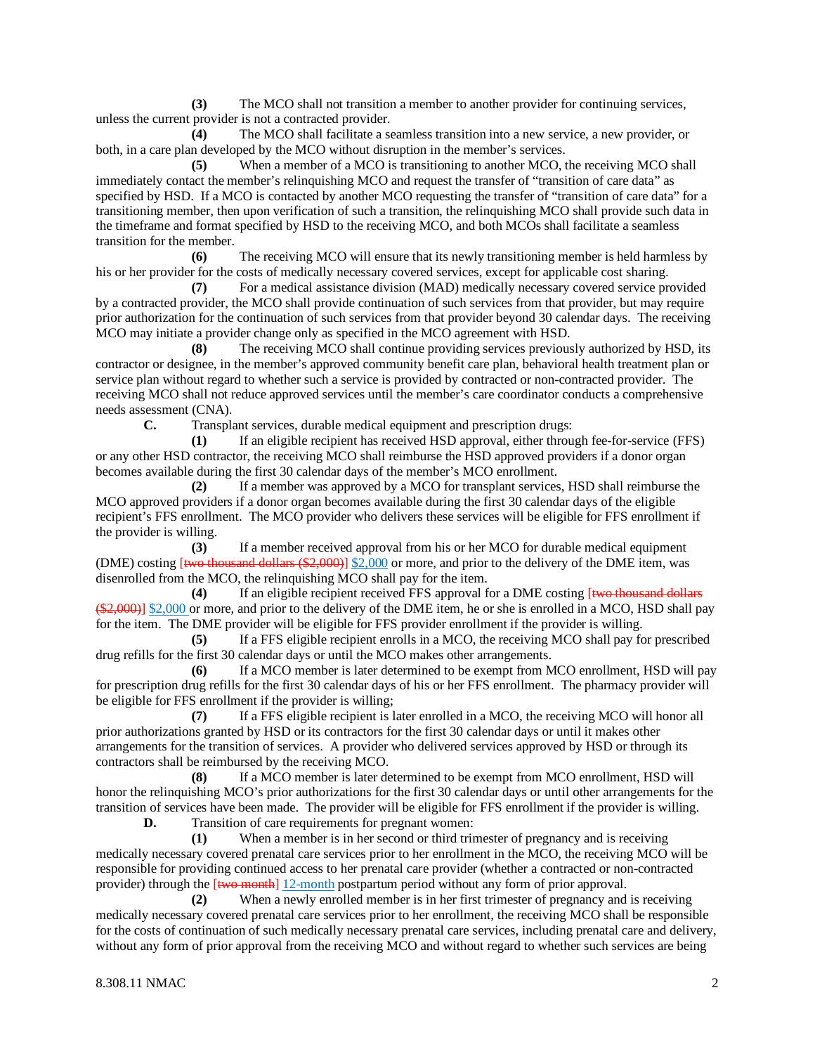**(3)** The MCO shall not transition a member to another provider for continuing services, unless the current provider is not a contracted provider.

**(4)** The MCO shall facilitate a seamless transition into a new service, a new provider, or both, in a care plan developed by the MCO without disruption in the member's services.

**(5)** When a member of a MCO is transitioning to another MCO, the receiving MCO shall immediately contact the member's relinquishing MCO and request the transfer of "transition of care data" as specified by HSD. If a MCO is contacted by another MCO requesting the transfer of "transition of care data" for a transitioning member, then upon verification of such a transition, the relinquishing MCO shall provide such data in the timeframe and format specified by HSD to the receiving MCO, and both MCOs shall facilitate a seamless transition for the member.

**(6)** The receiving MCO will ensure that its newly transitioning member is held harmless by his or her provider for the costs of medically necessary covered services, except for applicable cost sharing.

**(7)** For a medical assistance division (MAD) medically necessary covered service provided by a contracted provider, the MCO shall provide continuation of such services from that provider, but may require prior authorization for the continuation of such services from that provider beyond 30 calendar days. The receiving MCO may initiate a provider change only as specified in the MCO agreement with HSD.

**(8)** The receiving MCO shall continue providing services previously authorized by HSD, its contractor or designee, in the member's approved community benefit care plan, behavioral health treatment plan or service plan without regard to whether such a service is provided by contracted or non-contracted provider. The receiving MCO shall not reduce approved services until the member's care coordinator conducts a comprehensive needs assessment (CNA).

**C.** Transplant services, durable medical equipment and prescription drugs:

**(1)** If an eligible recipient has received HSD approval, either through fee-for-service (FFS) or any other HSD contractor, the receiving MCO shall reimburse the HSD approved providers if a donor organ becomes available during the first 30 calendar days of the member's MCO enrollment.

**(2)** If a member was approved by a MCO for transplant services, HSD shall reimburse the MCO approved providers if a donor organ becomes available during the first 30 calendar days of the eligible recipient's FFS enrollment. The MCO provider who delivers these services will be eligible for FFS enrollment if the provider is willing.

**(3)** If a member received approval from his or her MCO for durable medical equipment (DME) costing [~~two thousand dollars ($2,000)~~] $2,000 or more, and prior to the delivery of the DME item, was disenrolled from the MCO, the relinquishing MCO shall pay for the item.

**(4)** If an eligible recipient received FFS approval for a DME costing [~~two thousand dollars ($2,000)~~] $2,000 or more, and prior to the delivery of the DME item, he or she is enrolled in a MCO, HSD shall pay for the item. The DME provider will be eligible for FFS provider enrollment if the provider is willing.

**(5)** If a FFS eligible recipient enrolls in a MCO, the receiving MCO shall pay for prescribed drug refills for the first 30 calendar days or until the MCO makes other arrangements.

**(6)** If a MCO member is later determined to be exempt from MCO enrollment, HSD will pay for prescription drug refills for the first 30 calendar days of his or her FFS enrollment. The pharmacy provider will be eligible for FFS enrollment if the provider is willing;

**(7)** If a FFS eligible recipient is later enrolled in a MCO, the receiving MCO will honor all prior authorizations granted by HSD or its contractors for the first 30 calendar days or until it makes other arrangements for the transition of services. A provider who delivered services approved by HSD or through its contractors shall be reimbursed by the receiving MCO.

**(8)** If a MCO member is later determined to be exempt from MCO enrollment, HSD will honor the relinquishing MCO's prior authorizations for the first 30 calendar days or until other arrangements for the transition of services have been made. The provider will be eligible for FFS enrollment if the provider is willing.

**D.** Transition of care requirements for pregnant women:

**(1)** When a member is in her second or third trimester of pregnancy and is receiving medically necessary covered prenatal care services prior to her enrollment in the MCO, the receiving MCO will be responsible for providing continued access to her prenatal care provider (whether a contracted or non-contracted provider) through the [~~two month~~] 12-month postpartum period without any form of prior approval.

**(2)** When a newly enrolled member is in her first trimester of pregnancy and is receiving medically necessary covered prenatal care services prior to her enrollment, the receiving MCO shall be responsible for the costs of continuation of such medically necessary prenatal care services, including prenatal care and delivery, without any form of prior approval from the receiving MCO and without regard to whether such services are being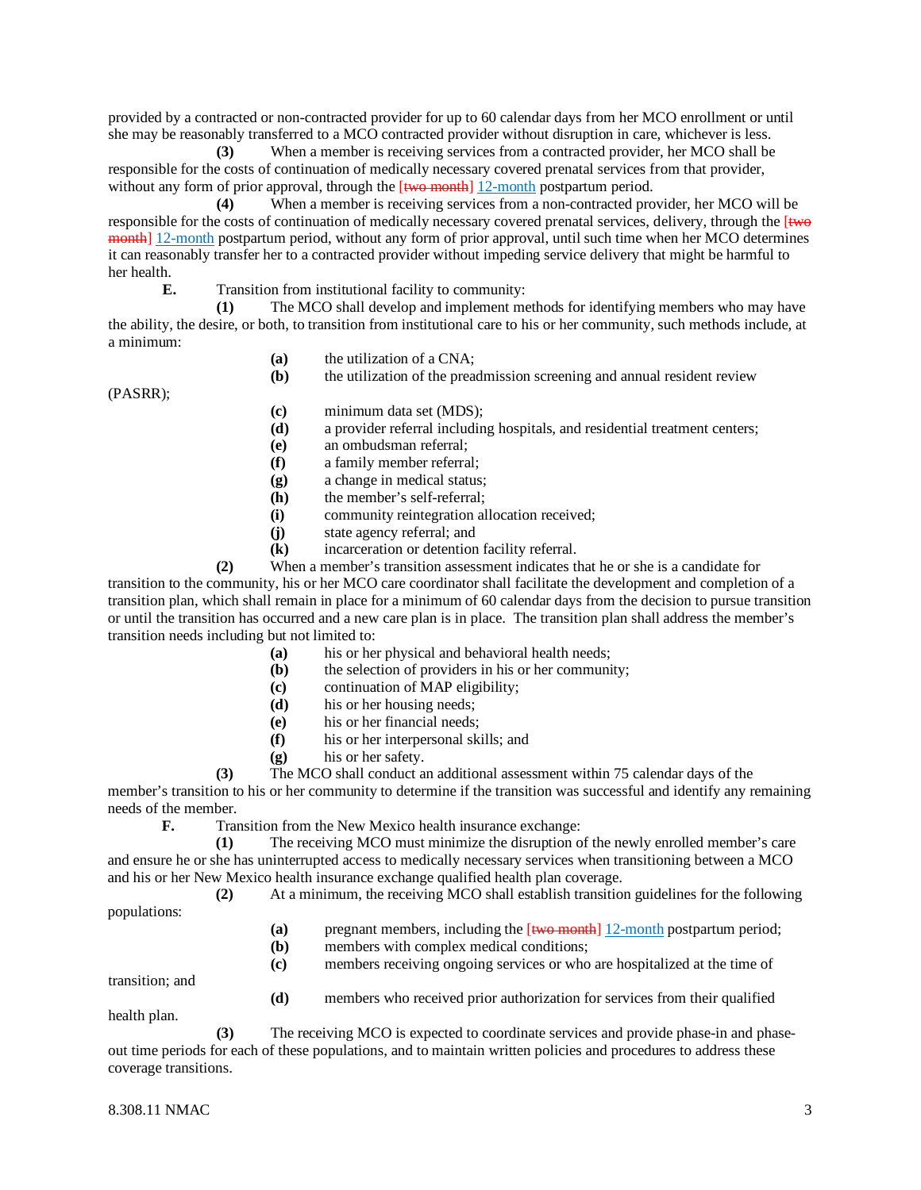provided by a contracted or non-contracted provider for up to 60 calendar days from her MCO enrollment or until she may be reasonably transferred to a MCO contracted provider without disruption in care, whichever is less.

**(3)** When a member is receiving services from a contracted provider, her MCO shall be responsible for the costs of continuation of medically necessary covered prenatal services from that provider, without any form of prior approval, through the [~~two month~~] 12-month postpartum period.

**(4)** When a member is receiving services from a non-contracted provider, her MCO will be responsible for the costs of continuation of medically necessary covered prenatal services, delivery, through the [~~two month~~] 12-month postpartum period, without any form of prior approval, until such time when her MCO determines it can reasonably transfer her to a contracted provider without impeding service delivery that might be harmful to her health.

**E.** Transition from institutional facility to community:

**(1)** The MCO shall develop and implement methods for identifying members who may have the ability, the desire, or both, to transition from institutional care to his or her community, such methods include, at a minimum:

**(a)** the utilization of a CNA;
**(b)** the utilization of the preadmission screening and annual resident review (PASRR);
**(c)** minimum data set (MDS);
**(d)** a provider referral including hospitals, and residential treatment centers;
**(e)** an ombudsman referral;
**(f)** a family member referral;
**(g)** a change in medical status;
**(h)** the member's self-referral;
**(i)** community reintegration allocation received;
**(j)** state agency referral; and
**(k)** incarceration or detention facility referral.

**(2)** When a member's transition assessment indicates that he or she is a candidate for transition to the community, his or her MCO care coordinator shall facilitate the development and completion of a transition plan, which shall remain in place for a minimum of 60 calendar days from the decision to pursue transition or until the transition has occurred and a new care plan is in place. The transition plan shall address the member's transition needs including but not limited to:

**(a)** his or her physical and behavioral health needs;
**(b)** the selection of providers in his or her community;
**(c)** continuation of MAP eligibility;
**(d)** his or her housing needs;
**(e)** his or her financial needs;
**(f)** his or her interpersonal skills; and
**(g)** his or her safety.

**(3)** The MCO shall conduct an additional assessment within 75 calendar days of the member's transition to his or her community to determine if the transition was successful and identify any remaining needs of the member.

**F.** Transition from the New Mexico health insurance exchange:

**(1)** The receiving MCO must minimize the disruption of the newly enrolled member's care and ensure he or she has uninterrupted access to medically necessary services when transitioning between a MCO and his or her New Mexico health insurance exchange qualified health plan coverage.

**(2)** At a minimum, the receiving MCO shall establish transition guidelines for the following populations:

**(a)** pregnant members, including the [~~two month~~] 12-month postpartum period;
**(b)** members with complex medical conditions;
**(c)** members receiving ongoing services or who are hospitalized at the time of transition; and
**(d)** members who received prior authorization for services from their qualified health plan.

**(3)** The receiving MCO is expected to coordinate services and provide phase-in and phase-out time periods for each of these populations, and to maintain written policies and procedures to address these coverage transitions.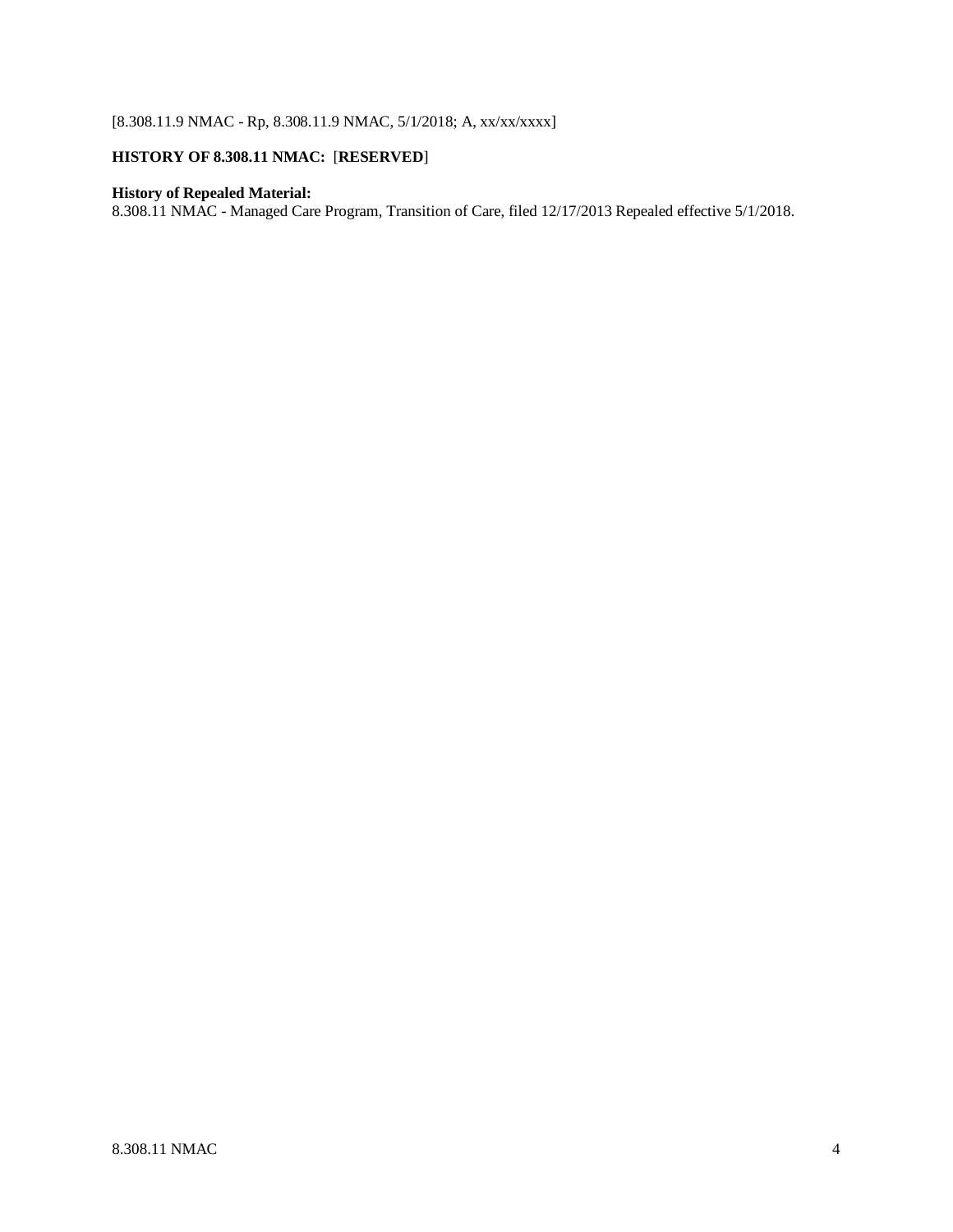[8.308.11.9 NMAC - Rp, 8.308.11.9 NMAC, 5/1/2018; A, xx/xx/xxxx]

**HISTORY OF 8.308.11 NMAC:** [**RESERVED**]

**History of Repealed Material:**
8.308.11 NMAC - Managed Care Program, Transition of Care, filed 12/17/2013 Repealed effective 5/1/2018.